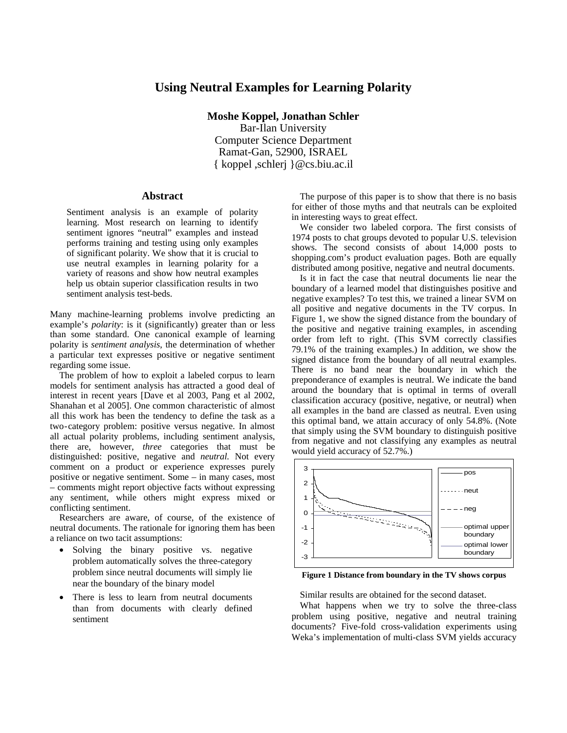# Using Neutral Examples for Learning Polarity

**Moshe Koppel, Jonathan Schler**
Bar-Ilan University
Computer Science Department
Ramat-Gan, 52900, ISRAEL
{ koppel ,schlerj }@cs.biu.ac.il

## Abstract

Sentiment analysis is an example of polarity learning. Most research on learning to identify sentiment ignores "neutral" examples and instead performs training and testing using only examples of significant polarity. We show that it is crucial to use neutral examples in learning polarity for a variety of reasons and show how neutral examples help us obtain superior classification results in two sentiment analysis test-beds.

Many machine-learning problems involve predicting an example's *polarity*: is it (significantly) greater than or less than some standard. One canonical example of learning polarity is *sentiment analysis*, the determination of whether a particular text expresses positive or negative sentiment regarding some issue.

The problem of how to exploit a labeled corpus to learn models for sentiment analysis has attracted a good deal of interest in recent years [Dave et al 2003, Pang et al 2002, Shanahan et al 2005]. One common characteristic of almost all this work has been the tendency to define the task as a two-category problem: positive versus negative. In almost all actual polarity problems, including sentiment analysis, there are, however, *three* categories that must be distinguished: positive, negative and *neutral.* Not every comment on a product or experience expresses purely positive or negative sentiment. Some – in many cases, most – comments might report objective facts without expressing any sentiment, while others might express mixed or conflicting sentiment.

Researchers are aware, of course, of the existence of neutral documents. The rationale for ignoring them has been a reliance on two tacit assumptions:

- Solving the binary positive vs. negative problem automatically solves the three-category problem since neutral documents will simply lie near the boundary of the binary model
- There is less to learn from neutral documents than from documents with clearly defined sentiment

The purpose of this paper is to show that there is no basis for either of those myths and that neutrals can be exploited in interesting ways to great effect.

We consider two labeled corpora. The first consists of 1974 posts to chat groups devoted to popular U.S. television shows. The second consists of about 14,000 posts to shopping.com's product evaluation pages. Both are equally distributed among positive, negative and neutral documents.

Is it in fact the case that neutral documents lie near the boundary of a learned model that distinguishes positive and negative examples? To test this, we trained a linear SVM on all positive and negative documents in the TV corpus. In Figure 1, we show the signed distance from the boundary of the positive and negative training examples, in ascending order from left to right. (This SVM correctly classifies 79.1% of the training examples.) In addition, we show the signed distance from the boundary of all neutral examples. There is no band near the boundary in which the preponderance of examples is neutral. We indicate the band around the boundary that is optimal in terms of overall classification accuracy (positive, negative, or neutral) when all examples in the band are classed as neutral. Even using this optimal band, we attain accuracy of only 54.8%. (Note that simply using the SVM boundary to distinguish positive from negative and not classifying any examples as neutral would yield accuracy of 52.7%.)

3
2
1
0
-1
-2
-3
pos
neut
neg
optimal upper boundary
optimal lower boundary

**Figure 1 Distance from boundary in the TV shows corpus**

Similar results are obtained for the second dataset.

What happens when we try to solve the three-class problem using positive, negative and neutral training documents? Five-fold cross-validation experiments using Weka's implementation of multi-class SVM yields accuracy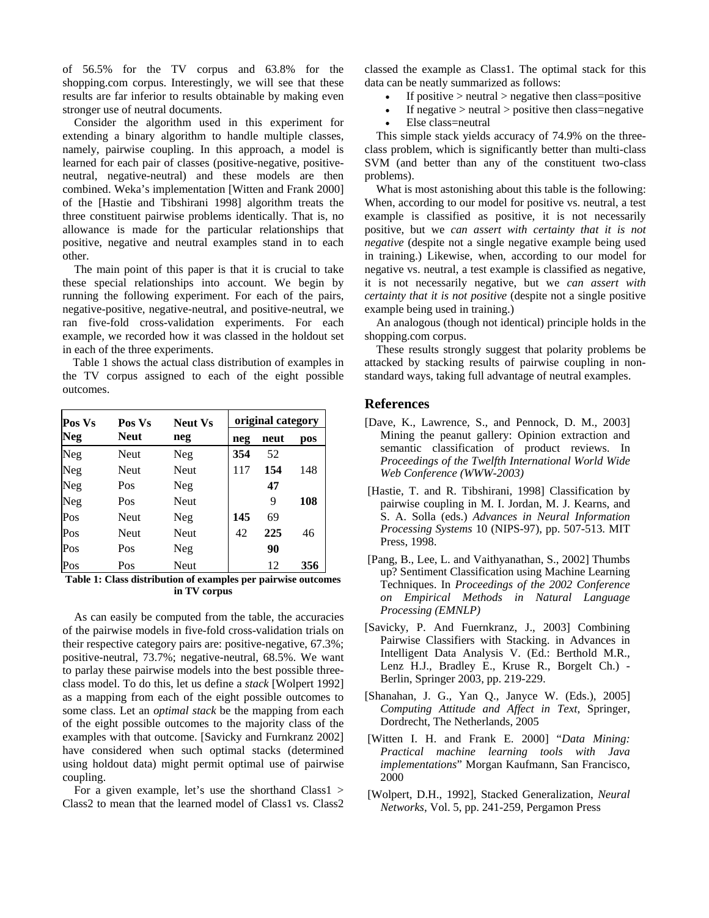of 56.5% for the TV corpus and 63.8% for the shopping.com corpus. Interestingly, we will see that these results are far inferior to results obtainable by making even stronger use of neutral documents.

Consider the algorithm used in this experiment for extending a binary algorithm to handle multiple classes, namely, pairwise coupling. In this approach, a model is learned for each pair of classes (positive-negative, positive-neutral, negative-neutral) and these models are then combined. Weka's implementation [Witten and Frank 2000] of the [Hastie and Tibshirani 1998] algorithm treats the three constituent pairwise problems identically. That is, no allowance is made for the particular relationships that positive, negative and neutral examples stand in to each other.

The main point of this paper is that it is crucial to take these special relationships into account. We begin by running the following experiment. For each of the pairs, negative-positive, negative-neutral, and positive-neutral, we ran five-fold cross-validation experiments. For each example, we recorded how it was classed in the holdout set in each of the three experiments.

Table 1 shows the actual class distribution of examples in the TV corpus assigned to each of the eight possible outcomes.

| Pos Vs Neg | Pos Vs Neut | Neut Vs neg | original category | | |
|---|---|---|---|---|---|
| | | | neg | neut | pos |
| Neg | Neut | Neg | **354** | 52 | |
| Neg | Neut | Neut | 117 | **154** | 148 |
| Neg | Pos | Neg | | **47** | |
| Neg | Pos | Neut | | 9 | **108** |
| Pos | Neut | Neg | **145** | 69 | |
| Pos | Neut | Neut | 42 | **225** | 46 |
| Pos | Pos | Neg | | **90** | |
| Pos | Pos | Neut | | 12 | **356** |

**Table 1: Class distribution of examples per pairwise outcomes in TV corpus**

As can easily be computed from the table, the accuracies of the pairwise models in five-fold cross-validation trials on their respective category pairs are: positive-negative, 67.3%; positive-neutral, 73.7%; negative-neutral, 68.5%. We want to parlay these pairwise models into the best possible three-class model. To do this, let us define a *stack* [Wolpert 1992] as a mapping from each of the eight possible outcomes to some class. Let an *optimal stack* be the mapping from each of the eight possible outcomes to the majority class of the examples with that outcome. [Savicky and Furnkranz 2002] have considered when such optimal stacks (determined using holdout data) might permit optimal use of pairwise coupling.

For a given example, let's use the shorthand Class1 > Class2 to mean that the learned model of Class1 vs. Class2 classed the example as Class1. The optimal stack for this data can be neatly summarized as follows:

- If positive > neutral > negative then class=positive
- If negative > neutral > positive then class=negative
- Else class=neutral

This simple stack yields accuracy of 74.9% on the three-class problem, which is significantly better than multi-class SVM (and better than any of the constituent two-class problems).

What is most astonishing about this table is the following: When, according to our model for positive vs. neutral, a test example is classified as positive, it is not necessarily positive, but we *can assert with certainty that it is not negative* (despite not a single negative example being used in training.) Likewise, when, according to our model for negative vs. neutral, a test example is classified as negative, it is not necessarily negative, but we *can assert with certainty that it is not positive* (despite not a single positive example being used in training.)

An analogous (though not identical) principle holds in the shopping.com corpus.

These results strongly suggest that polarity problems be attacked by stacking results of pairwise coupling in non-standard ways, taking full advantage of neutral examples.

## References

[Dave, K., Lawrence, S., and Pennock, D. M., 2003] Mining the peanut gallery: Opinion extraction and semantic classification of product reviews. In *Proceedings of the Twelfth International World Wide Web Conference (WWW-2003)*

[Hastie, T. and R. Tibshirani, 1998] Classification by pairwise coupling in M. I. Jordan, M. J. Kearns, and S. A. Solla (eds.) *Advances in Neural Information Processing Systems* 10 (NIPS-97), pp. 507-513. MIT Press, 1998.

[Pang, B., Lee, L. and Vaithyanathan, S., 2002] Thumbs up? Sentiment Classification using Machine Learning Techniques. In *Proceedings of the 2002 Conference on Empirical Methods in Natural Language Processing (EMNLP)*

[Savicky, P. And Fuernkranz, J., 2003] Combining Pairwise Classifiers with Stacking. in Advances in Intelligent Data Analysis V. (Ed.: Berthold M.R., Lenz H.J., Bradley E., Kruse R., Borgelt Ch.) - Berlin, Springer 2003, pp. 219-229.

[Shanahan, J. G., Yan Q., Janyce W. (Eds.), 2005] *Computing Attitude and Affect in Text*, Springer, Dordrecht, The Netherlands, 2005

[Witten I. H. and Frank E. 2000] "*Data Mining: Practical machine learning tools with Java implementations*" Morgan Kaufmann, San Francisco, 2000

[Wolpert, D.H., 1992], Stacked Generalization, *Neural Networks*, Vol. 5, pp. 241-259, Pergamon Press